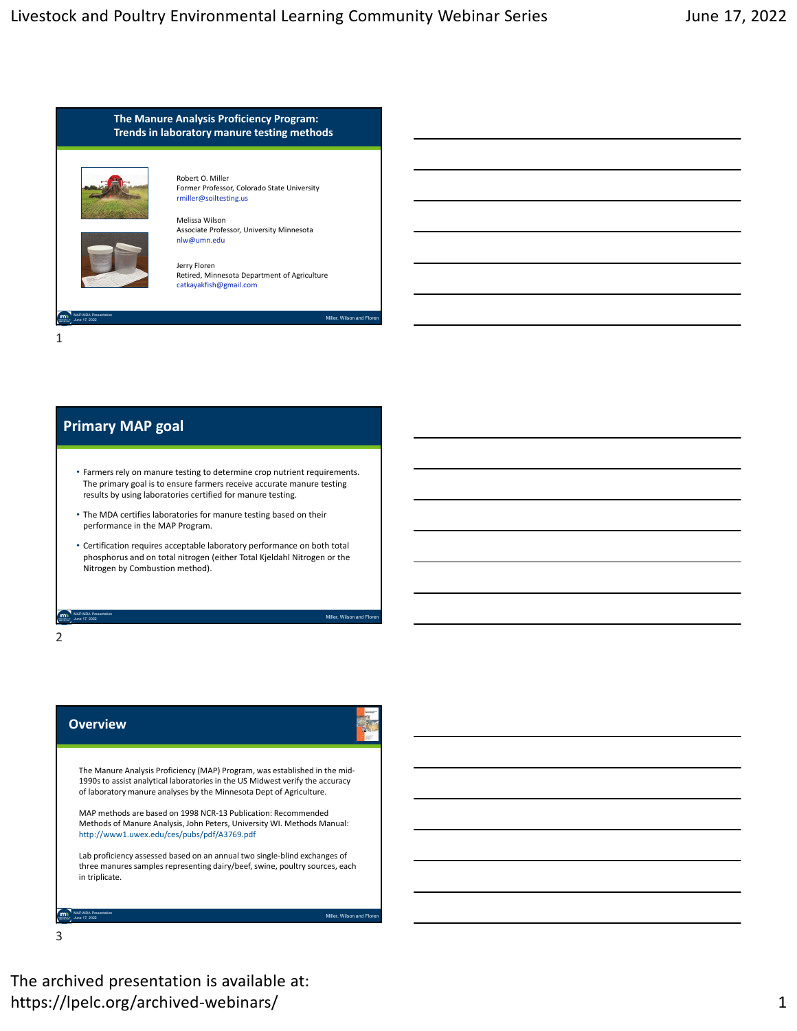## The Manure Analysis Proficiency Program: Trends in laboratory manure testing methods

Robert O. Miller
Former Professor, Colorado State University
rmiller@soiltesting.us

Melissa Wilson
Associate Professor, University Minnesota
nlw@umn.edu

Jerry Floren
Retired, Minnesota Department of Agriculture
catkayakfish@gmail.com

## Primary MAP goal

- Farmers rely on manure testing to determine crop nutrient requirements. The primary goal is to ensure farmers receive accurate manure testing results by using laboratories certified for manure testing.
- The MDA certifies laboratories for manure testing based on their performance in the MAP Program.
- Certification requires acceptable laboratory performance on both total phosphorus and on total nitrogen (either Total Kjeldahl Nitrogen or the Nitrogen by Combustion method).

## Overview

The Manure Analysis Proficiency (MAP) Program, was established in the mid-1990s to assist analytical laboratories in the US Midwest verify the accuracy of laboratory manure analyses by the Minnesota Dept of Agriculture.

MAP methods are based on 1998 NCR-13 Publication: Recommended Methods of Manure Analysis, John Peters, University WI. Methods Manual: http://www1.uwex.edu/ces/pubs/pdf/A3769.pdf

Lab proficiency assessed based on an annual two single-blind exchanges of three manures samples representing dairy/beef, swine, poultry sources, each in triplicate.

The archived presentation is available at: https://lpelc.org/archived-webinars/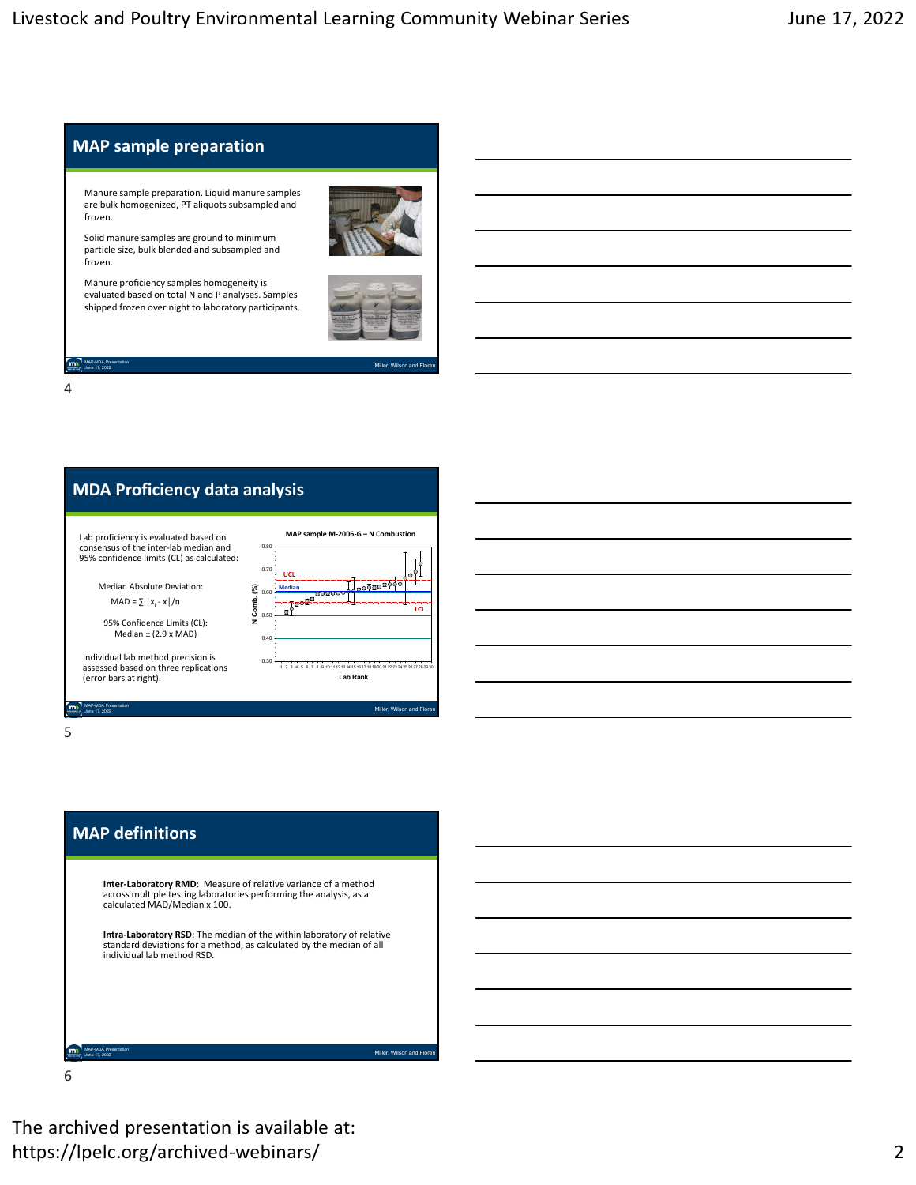## MAP sample preparation

Manure sample preparation. Liquid manure samples are bulk homogenized, PT aliquots subsampled and frozen.

Solid manure samples are ground to minimum particle size, bulk blended and subsampled and frozen.

Manure proficiency samples homogeneity is evaluated based on total N and P analyses. Samples shipped frozen over night to laboratory participants.

## MDA Proficiency data analysis

Lab proficiency is evaluated based on consensus of the inter-lab median and 95% confidence limits (CL) as calculated:

Median Absolute Deviation:

$MAD = \sum |x_i - x|/n$

95% Confidence Limits (CL):

Median ± (2.9 x MAD)

Individual lab method precision is assessed based on three replications (error bars at right).

## MAP definitions

**Inter-Laboratory RMD**: Measure of relative variance of a method across multiple testing laboratories performing the analysis, as a calculated MAD/Median x 100.

**Intra-Laboratory RSD**: The median of the within laboratory of relative standard deviations for a method, as calculated by the median of all individual lab method RSD.

The archived presentation is available at: https://lpelc.org/archived-webinars/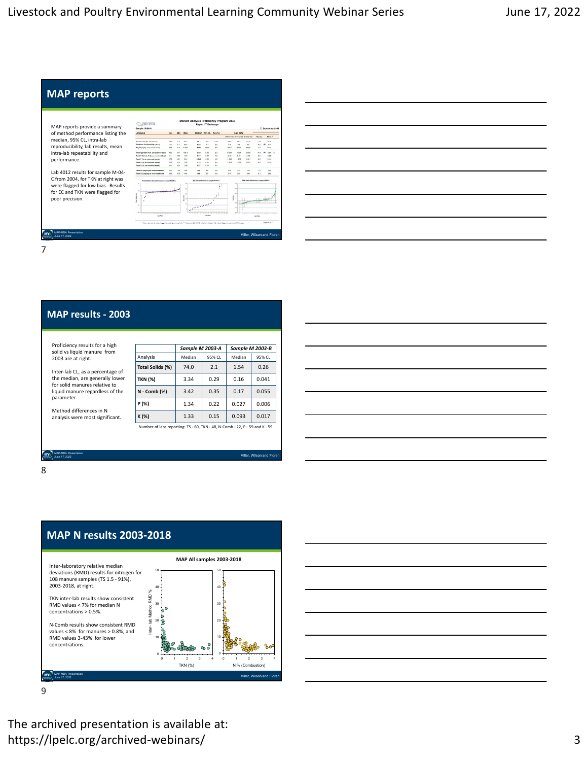## MAP reports

MAP reports provide a summary of method performance listing the median, 95% CL, intra-lab reproducibility, lab results, mean intra-lab repeatability and performance.

Lab 4012 results for sample M-04-C from 2004, for TKN at right was were flagged for low bias. Results for EC and TKN were flagged for poor precision.

MAP-MDA Presentation
June 17, 2022

Miller, Wilson and Floren

7

## MAP results - 2003

Proficiency results for a high solid vs liquid manure from 2003 are at right.

Inter-lab CL, as a percentage of the median, are generally lower for solid manures relative to liquid manure regardless of the parameter.

Method differences in N analysis were most significant.

| | *Sample M 2003-A* | | *Sample M 2003-B* | |
|---|---|---|---|---|
| Analysis | Median | 95% CL | Median | 95% CL |
| **Total Solids (%)** | 74.0 | 2.1 | 1.54 | 0.26 |
| **TKN (%)** | 3.34 | 0.29 | 0.16 | 0.041 |
| **N - Comb (%)** | 3.42 | 0.35 | 0.17 | 0.055 |
| **P (%)** | 1.34 | 0.22 | 0.027 | 0.006 |
| **K (%)** | 1.33 | 0.15 | 0.093 | 0.017 |

Number of labs reporting: TS - 60, TKN - 48, N-Comb - 22, P - 59 and K - 59.

MAP-MDA Presentation
June 17, 2022

Miller, Wilson and Floren

8

## MAP N results 2003-2018

Inter-laboratory relative median deviations (RMD) results for nitrogen for 108 manure samples (TS 1.5 - 91%), 2003-2018, at right.

TKN inter-lab results show consistent RMD values < 7% for median N concentrations > 0.5%.

N-Comb results show consistent RMD values < 8% for manures > 0.8%, and RMD values 3-43% for lower concentrations.

MAP-MDA Presentation
June 17, 2022

Miller, Wilson and Floren

9

The archived presentation is available at:
https://lpelc.org/archived-webinars/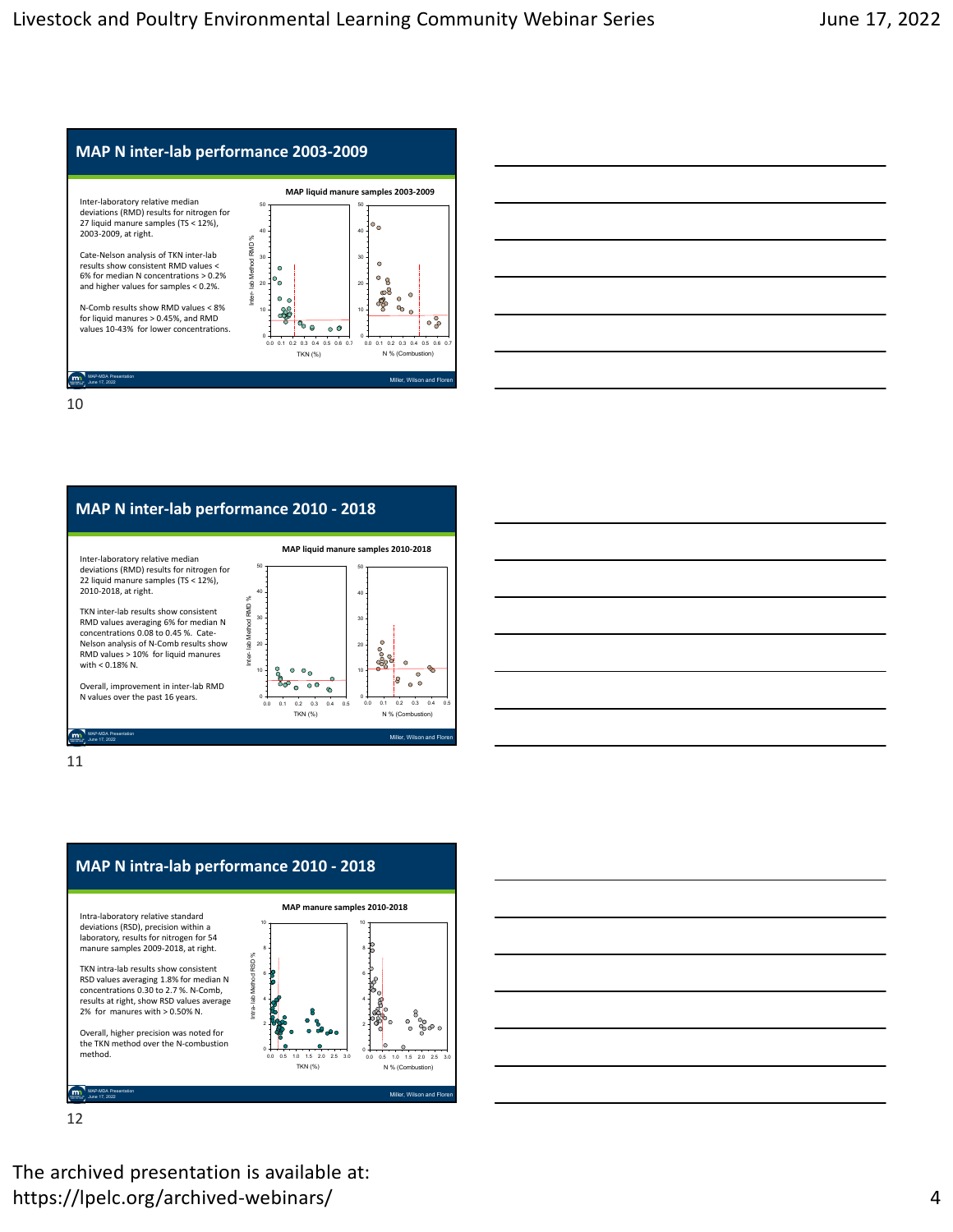## MAP N inter-lab performance 2003-2009

Inter-laboratory relative median deviations (RMD) results for nitrogen for 27 liquid manure samples (TS < 12%), 2003-2009, at right.

Cate-Nelson analysis of TKN inter-lab results show consistent RMD values < 6% for median N concentrations > 0.2% and higher values for samples < 0.2%.

N-Comb results show RMD values < 8% for liquid manures > 0.45%, and RMD values 10-43% for lower concentrations.

**MAP liquid manure samples 2003-2009**

MAP-MDA Presentation June 17, 2022 — Miller, Wilson and Floren

## MAP N inter-lab performance 2010 - 2018

Inter-laboratory relative median deviations (RMD) results for nitrogen for 22 liquid manure samples (TS < 12%), 2010-2018, at right.

TKN inter-lab results show consistent RMD values averaging 6% for median N concentrations 0.08 to 0.45 %. Cate-Nelson analysis of N-Comb results show RMD values > 10% for liquid manures with < 0.18% N.

Overall, improvement in inter-lab RMD N values over the past 16 years.

**MAP liquid manure samples 2010-2018**

MAP-MDA Presentation June 17, 2022 — Miller, Wilson and Floren

## MAP N intra-lab performance 2010 - 2018

Intra-laboratory relative standard deviations (RSD), precision within a laboratory, results for nitrogen for 54 manure samples 2009-2018, at right.

TKN intra-lab results show consistent RSD values averaging 1.8% for median N concentrations 0.30 to 2.7 %. N-Comb, results at right, show RSD values average 2% for manures with > 0.50% N.

Overall, higher precision was noted for the TKN method over the N-combustion method.

**MAP manure samples 2010-2018**

MAP-MDA Presentation June 17, 2022 — Miller, Wilson and Floren

The archived presentation is available at:
https://lpelc.org/archived-webinars/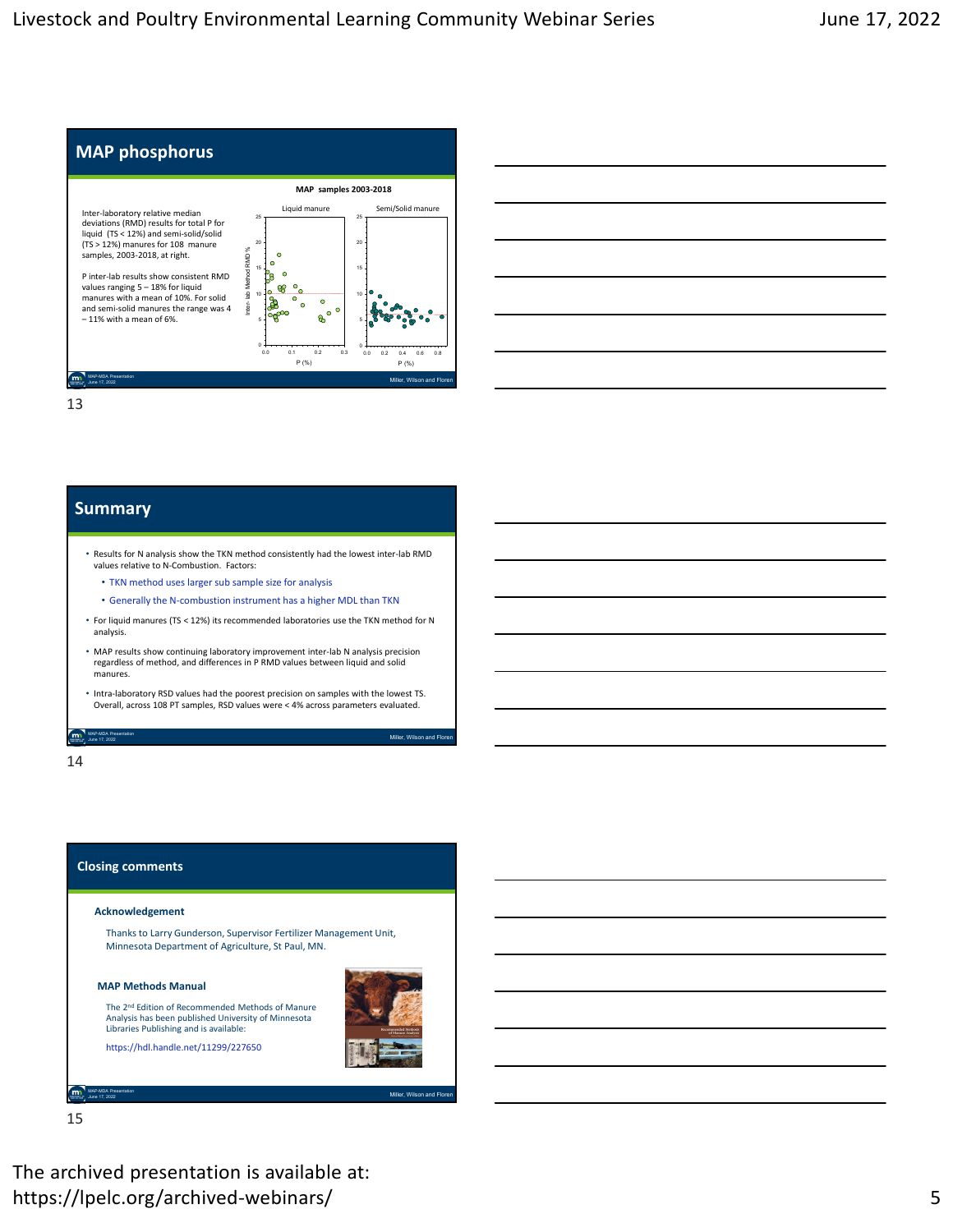## MAP phosphorus

Inter-laboratory relative median deviations (RMD) results for total P for liquid (TS < 12%) and semi-solid/solid (TS > 12%) manures for 108 manure samples, 2003-2018, at right.

P inter-lab results show consistent RMD values ranging 5 – 18% for liquid manures with a mean of 10%. For solid and semi-solid manures the range was 4 – 11% with a mean of 6%.

**MAP samples 2003-2018**

Liquid manure | Semi/Solid manure

Inter- lab Method RMD % vs. P (%)

MAP-MDA Presentation June 17, 2022 — Miller, Wilson and Floren

## Summary

- Results for N analysis show the TKN method consistently had the lowest inter-lab RMD values relative to N-Combustion. Factors:
  - TKN method uses larger sub sample size for analysis
  - Generally the N-combustion instrument has a higher MDL than TKN
- For liquid manures (TS < 12%) its recommended laboratories use the TKN method for N analysis.
- MAP results show continuing laboratory improvement inter-lab N analysis precision regardless of method, and differences in P RMD values between liquid and solid manures.
- Intra-laboratory RSD values had the poorest precision on samples with the lowest TS. Overall, across 108 PT samples, RSD values were < 4% across parameters evaluated.

MAP-MDA Presentation June 17, 2022 — Miller, Wilson and Floren

## Closing comments

### Acknowledgement

Thanks to Larry Gunderson, Supervisor Fertilizer Management Unit, Minnesota Department of Agriculture, St Paul, MN.

### MAP Methods Manual

The 2nd Edition of Recommended Methods of Manure Analysis has been published University of Minnesota Libraries Publishing and is available:

https://hdl.handle.net/11299/227650

MAP-MDA Presentation June 17, 2022 — Miller, Wilson and Floren

The archived presentation is available at: https://lpelc.org/archived-webinars/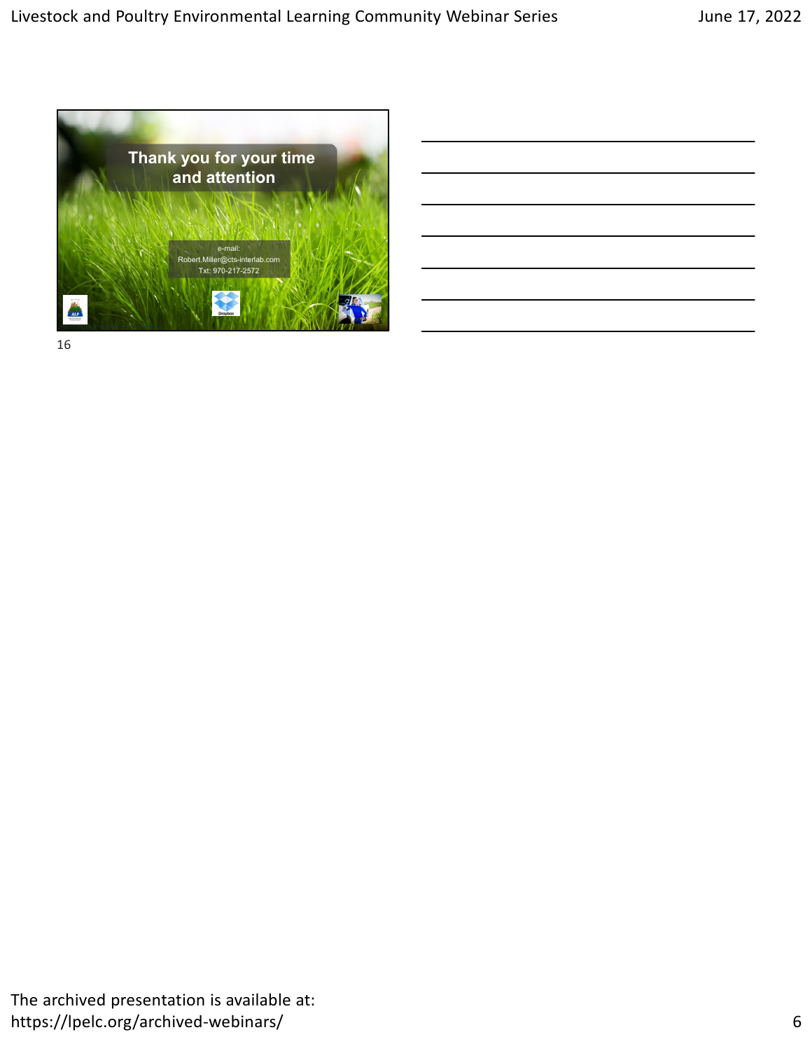## Thank you for your time and attention

e-mail:
Robert.Miller@cts-interlab.com
Txt: 970-217-2572

16

The archived presentation is available at:
https://lpelc.org/archived-webinars/